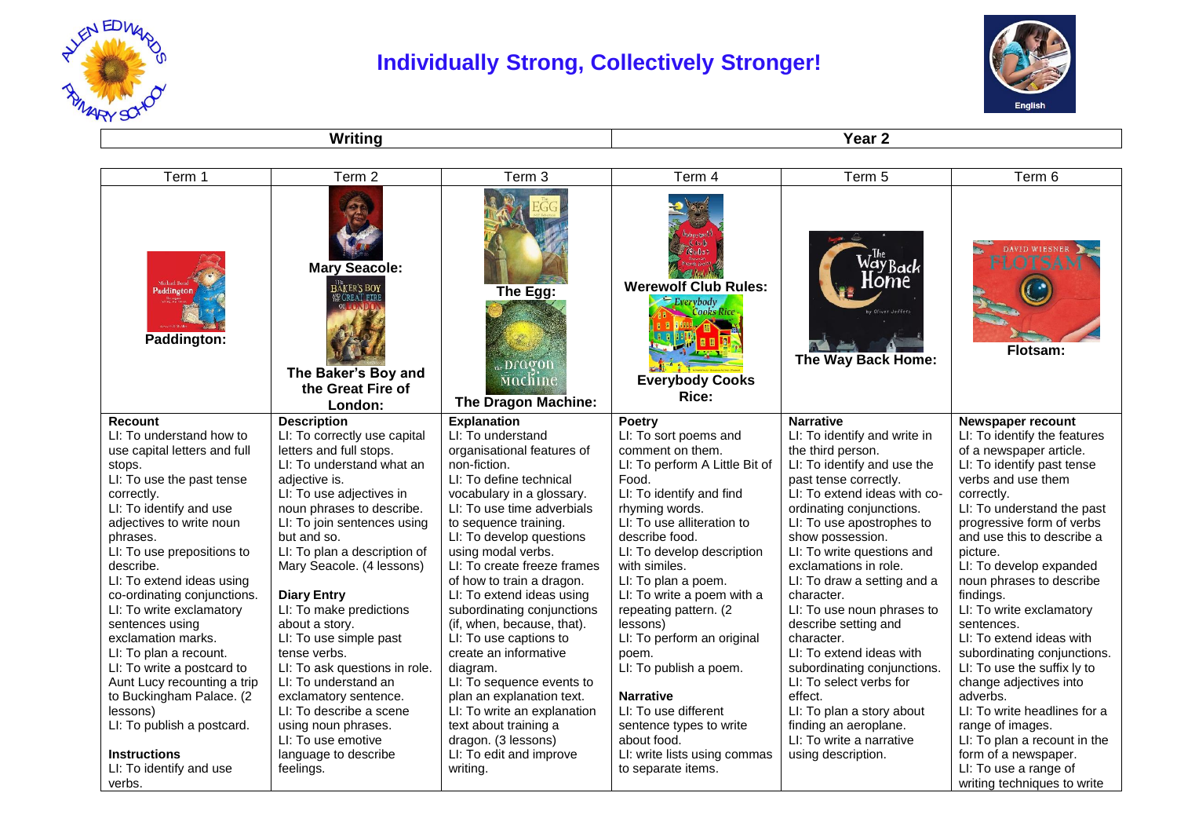# Individually Strong, Collectively Stronger!

| Writing | Year 2 |
|---|---|

| Term 1 | Term 2 | Term 3 | Term 4 | Term 5 | Term 6 |
|---|---|---|---|---|---|
| **Paddington:** | **Mary Seacole:** <br> **The Baker's Boy and the Great Fire of London:** | **The Egg:** <br> **The Dragon Machine:** | **Werewolf Club Rules:** <br> **Everybody Cooks Rice:** | **The Way Back Home:** | **Flotsam:** |
| **Recount**<br>LI: To understand how to use capital letters and full stops.<br>LI: To use the past tense correctly.<br>LI: To identify and use adjectives to write noun phrases.<br>LI: To use prepositions to describe.<br>LI: To extend ideas using co-ordinating conjunctions.<br>LI: To write exclamatory sentences using exclamation marks.<br>LI: To plan a recount.<br>LI: To write a postcard to Aunt Lucy recounting a trip to Buckingham Palace. (2 lessons)<br>LI: To publish a postcard.<br><br>**Instructions**<br>LI: To identify and use verbs. | **Description**<br>LI: To correctly use capital letters and full stops.<br>LI: To understand what an adjective is.<br>LI: To use adjectives in noun phrases to describe.<br>LI: To join sentences using but and so.<br>LI: To plan a description of Mary Seacole. (4 lessons)<br><br>**Diary Entry**<br>LI: To make predictions about a story.<br>LI: To use simple past tense verbs.<br>LI: To ask questions in role.<br>LI: To understand an exclamatory sentence.<br>LI: To describe a scene using noun phrases.<br>LI: To use emotive language to describe feelings. | **Explanation**<br>LI: To understand organisational features of non-fiction.<br>LI: To define technical vocabulary in a glossary.<br>LI: To use time adverbials to sequence training.<br>LI: To develop questions using modal verbs.<br>LI: To create freeze frames of how to train a dragon.<br>LI: To extend ideas using subordinating conjunctions (if, when, because, that).<br>LI: To use captions to create an informative diagram.<br>LI: To sequence events to plan an explanation text.<br>LI: To write an explanation text about training a dragon. (3 lessons)<br>LI: To edit and improve writing. | **Poetry**<br>LI: To sort poems and comment on them.<br>LI: To perform A Little Bit of Food.<br>LI: To identify and find rhyming words.<br>LI: To use alliteration to describe food.<br>LI: To develop description with similes.<br>LI: To plan a poem.<br>LI: To write a poem with a repeating pattern. (2 lessons)<br>LI: To perform an original poem.<br>LI: To publish a poem.<br><br>**Narrative**<br>LI: To use different sentence types to write about food.<br>LI: write lists using commas to separate items. | **Narrative**<br>LI: To identify and write in the third person.<br>LI: To identify and use the past tense correctly.<br>LI: To extend ideas with co-ordinating conjunctions.<br>LI: To use apostrophes to show possession.<br>LI: To write questions and exclamations in role.<br>LI: To draw a setting and a character.<br>LI: To use noun phrases to describe setting and character.<br>LI: To extend ideas with subordinating conjunctions.<br>LI: To select verbs for effect.<br>LI: To plan a story about finding an aeroplane.<br>LI: To write a narrative using description. | **Newspaper recount**<br>LI: To identify the features of a newspaper article.<br>LI: To identify past tense verbs and use them correctly.<br>LI: To understand the past progressive form of verbs and use this to describe a picture.<br>LI: To develop expanded noun phrases to describe findings.<br>LI: To write exclamatory sentences.<br>LI: To extend ideas with subordinating conjunctions.<br>LI: To use the suffix ly to change adjectives into adverbs.<br>LI: To write headlines for a range of images.<br>LI: To plan a recount in the form of a newspaper.<br>LI: To use a range of writing techniques to write |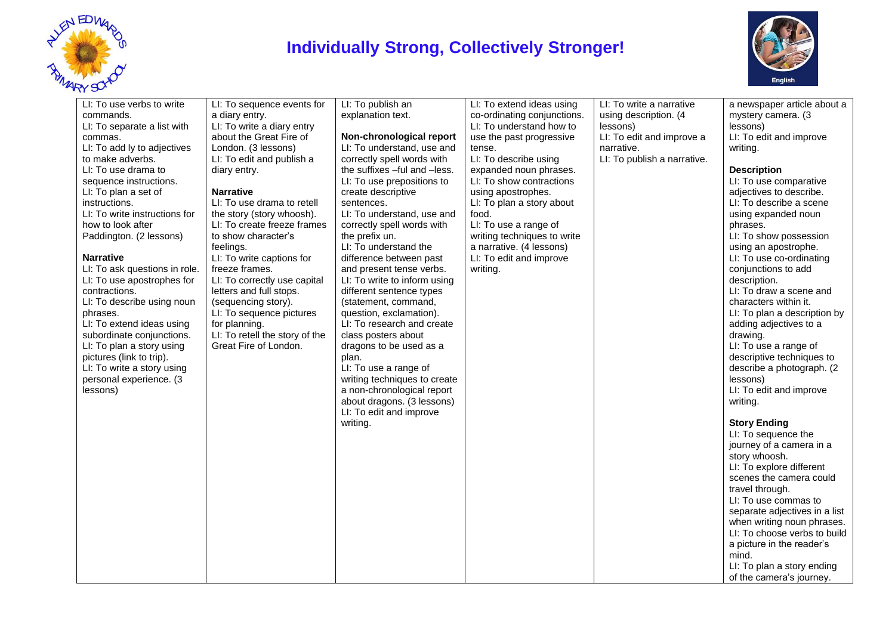# Individually Strong, Collectively Stronger!

| | | | | | |
|---|---|---|---|---|---|
| LI: To use verbs to write commands.<br>LI: To separate a list with commas.<br>LI: To add ly to adjectives to make adverbs.<br>LI: To use drama to sequence instructions.<br>LI: To plan a set of instructions.<br>LI: To write instructions for how to look after Paddington. (2 lessons)<br><br>**Narrative**<br>LI: To ask questions in role.<br>LI: To use apostrophes for contractions.<br>LI: To describe using noun phrases.<br>LI: To extend ideas using subordinate conjunctions.<br>LI: To plan a story using pictures (link to trip).<br>LI: To write a story using personal experience. (3 lessons) | LI: To sequence events for a diary entry.<br>LI: To write a diary entry about the Great Fire of London. (3 lessons)<br>LI: To edit and publish a diary entry.<br><br>**Narrative**<br>LI: To use drama to retell the story (story whoosh).<br>LI: To create freeze frames to show character's feelings.<br>LI: To write captions for freeze frames.<br>LI: To correctly use capital letters and full stops. (sequencing story).<br>LI: To sequence pictures for planning.<br>LI: To retell the story of the Great Fire of London. | LI: To publish an explanation text.<br><br>**Non-chronological report**<br>LI: To understand, use and correctly spell words with the suffixes –ful and –less.<br>LI: To use prepositions to create descriptive sentences.<br>LI: To understand, use and correctly spell words with the prefix un.<br>LI: To understand the difference between past and present tense verbs.<br>LI: To write to inform using different sentence types (statement, command, question, exclamation).<br>LI: To research and create class posters about dragons to be used as a plan.<br>LI: To use a range of writing techniques to create a non-chronological report about dragons. (3 lessons)<br>LI: To edit and improve writing. | LI: To extend ideas using co-ordinating conjunctions.<br>LI: To understand how to use the past progressive tense.<br>LI: To describe using expanded noun phrases.<br>LI: To show contractions using apostrophes.<br>LI: To plan a story about food.<br>LI: To use a range of writing techniques to write a narrative. (4 lessons)<br>LI: To edit and improve writing. | LI: To write a narrative using description. (4 lessons)<br>LI: To edit and improve a narrative.<br>LI: To publish a narrative. | a newspaper article about a mystery camera. (3 lessons)<br>LI: To edit and improve writing.<br><br>**Description**<br>LI: To use comparative adjectives to describe.<br>LI: To describe a scene using expanded noun phrases.<br>LI: To show possession using an apostrophe.<br>LI: To use co-ordinating conjunctions to add description.<br>LI: To draw a scene and characters within it.<br>LI: To plan a description by adding adjectives to a drawing.<br>LI: To use a range of descriptive techniques to describe a photograph. (2 lessons)<br>LI: To edit and improve writing.<br><br>**Story Ending**<br>LI: To sequence the journey of a camera in a story whoosh.<br>LI: To explore different scenes the camera could travel through.<br>LI: To use commas to separate adjectives in a list when writing noun phrases.<br>LI: To choose verbs to build a picture in the reader's mind.<br>LI: To plan a story ending of the camera's journey. |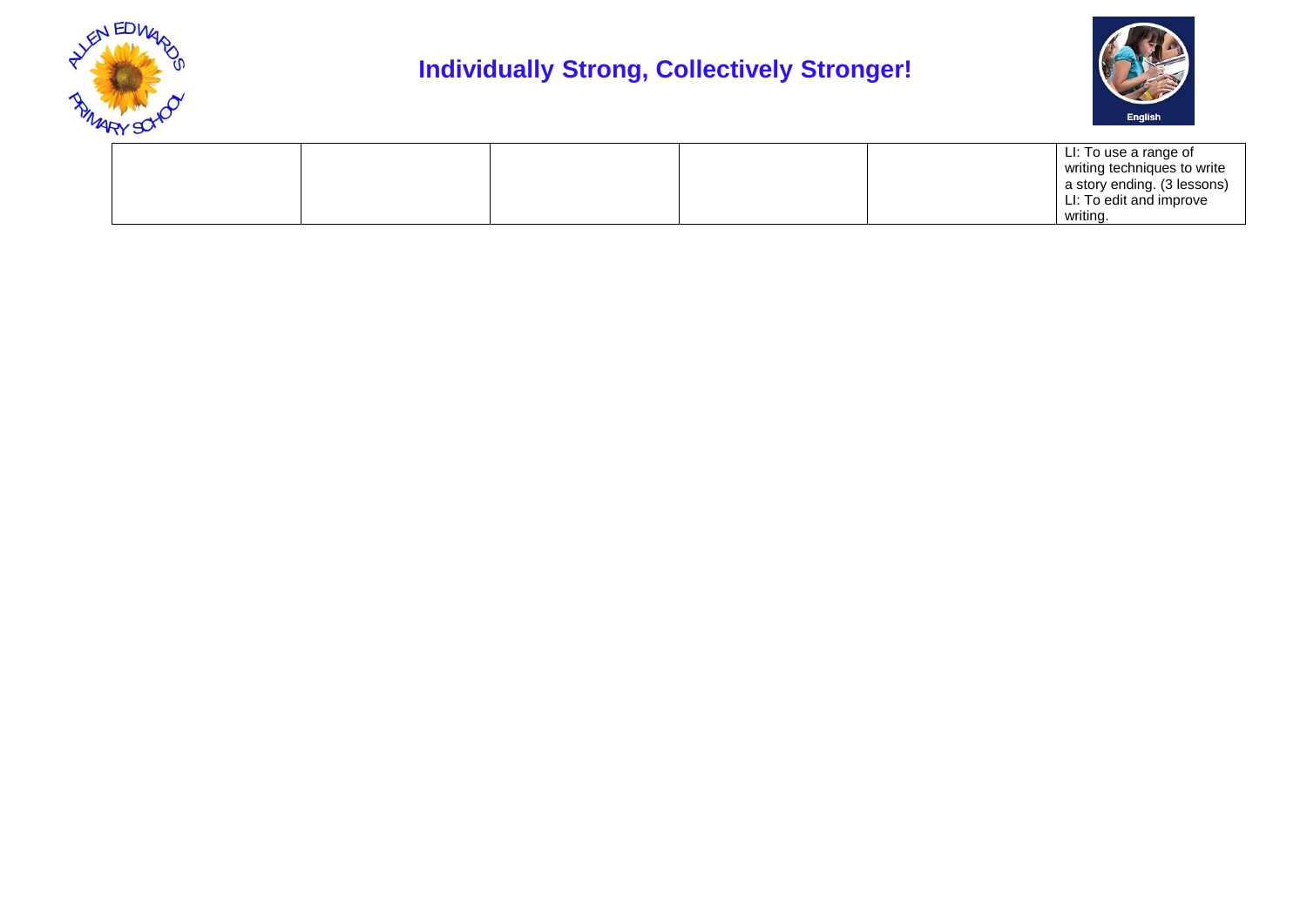**Individually Strong, Collectively Stronger!**

| | | | | | |
|---|---|---|---|---|---|
| | | | | | LI: To use a range of writing techniques to write a story ending. (3 lessons) LI: To edit and improve writing. |